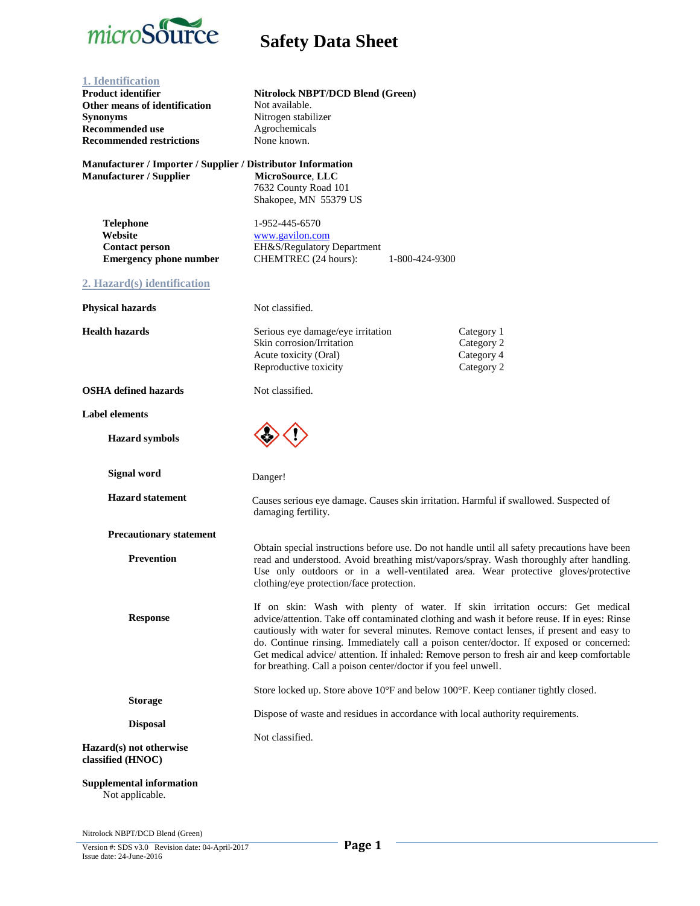# Safety Data Sheet

## 1. Identification

| | |
|---|---|
| **Product identifier** | **Nitrolock NBPT/DCD Blend (Green)** |
| **Other means of identification** | Not available. |
| **Synonyms** | Nitrogen stabilizer |
| **Recommended use** | Agrochemicals |
| **Recommended restrictions** | None known. |

**Manufacturer / Importer / Supplier / Distributor Information**

**Manufacturer / Supplier**
**MicroSource, LLC**
7632 County Road 101
Shakopee, MN 55379 US

| | |
|---|---|
| **Telephone** | 1-952-445-6570 |
| **Website** | www.gavilon.com |
| **Contact person** | EH&S/Regulatory Department |
| **Emergency phone number** | CHEMTREC (24 hours): 1-800-424-9300 |

## 2. Hazard(s) identification

**Physical hazards** Not classified.

**Health hazards**

| | |
|---|---|
| Serious eye damage/eye irritation | Category 1 |
| Skin corrosion/Irritation | Category 2 |
| Acute toxicity (Oral) | Category 4 |
| Reproductive toxicity | Category 2 |

**OSHA defined hazards** Not classified.

**Label elements**

**Hazard symbols**

**Signal word** Danger!

**Hazard statement** Causes serious eye damage. Causes skin irritation. Harmful if swallowed. Suspected of damaging fertility.

**Precautionary statement**

**Prevention** Obtain special instructions before use. Do not handle until all safety precautions have been read and understood. Avoid breathing mist/vapors/spray. Wash thoroughly after handling. Use only outdoors or in a well-ventilated area. Wear protective gloves/protective clothing/eye protection/face protection.

**Response** If on skin: Wash with plenty of water. If skin irritation occurs: Get medical advice/attention. Take off contaminated clothing and wash it before reuse. If in eyes: Rinse cautiously with water for several minutes. Remove contact lenses, if present and easy to do. Continue rinsing. Immediately call a poison center/doctor. If exposed or concerned: Get medical advice/ attention. If inhaled: Remove person to fresh air and keep comfortable for breathing. Call a poison center/doctor if you feel unwell.

**Storage** Store locked up. Store above 10°F and below 100°F. Keep contianer tightly closed.

**Disposal** Dispose of waste and residues in accordance with local authority requirements.

**Hazard(s) not otherwise classified (HNOC)** Not classified.

**Supplemental information**
Not applicable.

Nitrolock NBPT/DCD Blend (Green)
Version #: SDS v3.0 Revision date: 04-April-2017
Issue date: 24-June-2016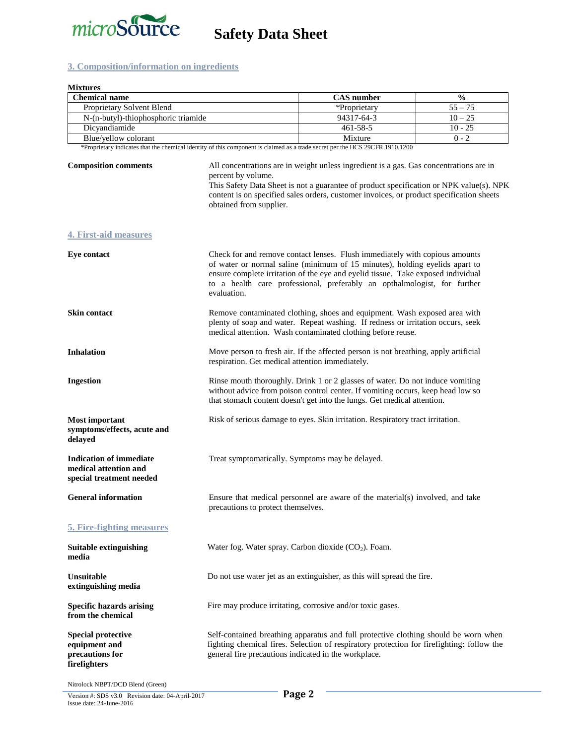## 3. Composition/information on ingredients

**Mixtures**

| Chemical name | CAS number | % |
|---|---|---|
| Proprietary Solvent Blend | *Proprietary | 55 – 75 |
| N-(n-butyl)-thiophosphoric triamide | 94317-64-3 | 10 – 25 |
| Dicyandiamide | 461-58-5 | 10 - 25 |
| Blue/yellow colorant | Mixture | 0 - 2 |

*Proprietary indicates that the chemical identity of this component is claimed as a trade secret per the HCS 29CFR 1910.1200

**Composition comments**

All concentrations are in weight unless ingredient is a gas. Gas concentrations are in percent by volume.
This Safety Data Sheet is not a guarantee of product specification or NPK value(s). NPK content is on specified sales orders, customer invoices, or product specification sheets obtained from supplier.

## 4. First-aid measures

**Eye contact**

Check for and remove contact lenses. Flush immediately with copious amounts of water or normal saline (minimum of 15 minutes), holding eyelids apart to ensure complete irritation of the eye and eyelid tissue. Take exposed individual to a health care professional, preferably an opthalmologist, for further evaluation.

**Skin contact**

Remove contaminated clothing, shoes and equipment. Wash exposed area with plenty of soap and water. Repeat washing. If redness or irritation occurs, seek medical attention. Wash contaminated clothing before reuse.

**Inhalation**

Move person to fresh air. If the affected person is not breathing, apply artificial respiration. Get medical attention immediately.

**Ingestion**

Rinse mouth thoroughly. Drink 1 or 2 glasses of water. Do not induce vomiting without advice from poison control center. If vomiting occurs, keep head low so that stomach content doesn't get into the lungs. Get medical attention.

**Most important symptoms/effects, acute and delayed**

Risk of serious damage to eyes. Skin irritation. Respiratory tract irritation.

**Indication of immediate medical attention and special treatment needed**

Treat symptomatically. Symptoms may be delayed.

**General information**

Ensure that medical personnel are aware of the material(s) involved, and take precautions to protect themselves.

## 5. Fire-fighting measures

**Suitable extinguishing media**

Water fog. Water spray. Carbon dioxide ($CO_2$). Foam.

**Unsuitable extinguishing media**

Do not use water jet as an extinguisher, as this will spread the fire.

**Specific hazards arising from the chemical**

Fire may produce irritating, corrosive and/or toxic gases.

**Special protective equipment and precautions for firefighters**

Self-contained breathing apparatus and full protective clothing should be worn when fighting chemical fires. Selection of respiratory protection for firefighting: follow the general fire precautions indicated in the workplace.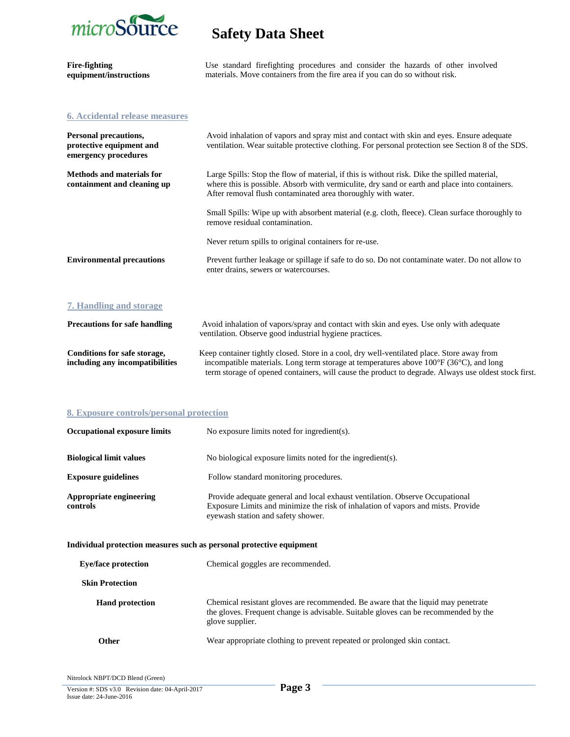**Fire-fighting equipment/instructions** Use standard firefighting procedures and consider the hazards of other involved materials. Move containers from the fire area if you can do so without risk.

## 6. Accidental release measures

**Personal precautions, protective equipment and emergency procedures** Avoid inhalation of vapors and spray mist and contact with skin and eyes. Ensure adequate ventilation. Wear suitable protective clothing. For personal protection see Section 8 of the SDS.

**Methods and materials for containment and cleaning up** Large Spills: Stop the flow of material, if this is without risk. Dike the spilled material, where this is possible. Absorb with vermiculite, dry sand or earth and place into containers. After removal flush contaminated area thoroughly with water.

Small Spills: Wipe up with absorbent material (e.g. cloth, fleece). Clean surface thoroughly to remove residual contamination.

Never return spills to original containers for re-use.

**Environmental precautions** Prevent further leakage or spillage if safe to do so. Do not contaminate water. Do not allow to enter drains, sewers or watercourses.

## 7. Handling and storage

**Precautions for safe handling** Avoid inhalation of vapors/spray and contact with skin and eyes. Use only with adequate ventilation. Observe good industrial hygiene practices.

**Conditions for safe storage, including any incompatibilities** Keep container tightly closed. Store in a cool, dry well-ventilated place. Store away from incompatible materials. Long term storage at temperatures above 100°F (36°C), and long term storage of opened containers, will cause the product to degrade. Always use oldest stock first.

## 8. Exposure controls/personal protection

**Occupational exposure limits** No exposure limits noted for ingredient(s).

**Biological limit values** No biological exposure limits noted for the ingredient(s).

**Exposure guidelines** Follow standard monitoring procedures.

**Appropriate engineering controls** Provide adequate general and local exhaust ventilation. Observe Occupational Exposure Limits and minimize the risk of inhalation of vapors and mists. Provide eyewash station and safety shower.

**Individual protection measures such as personal protective equipment**

**Eye/face protection** Chemical goggles are recommended.

**Skin Protection**

**Hand protection** Chemical resistant gloves are recommended. Be aware that the liquid may penetrate the gloves. Frequent change is advisable. Suitable gloves can be recommended by the glove supplier.

**Other** Wear appropriate clothing to prevent repeated or prolonged skin contact.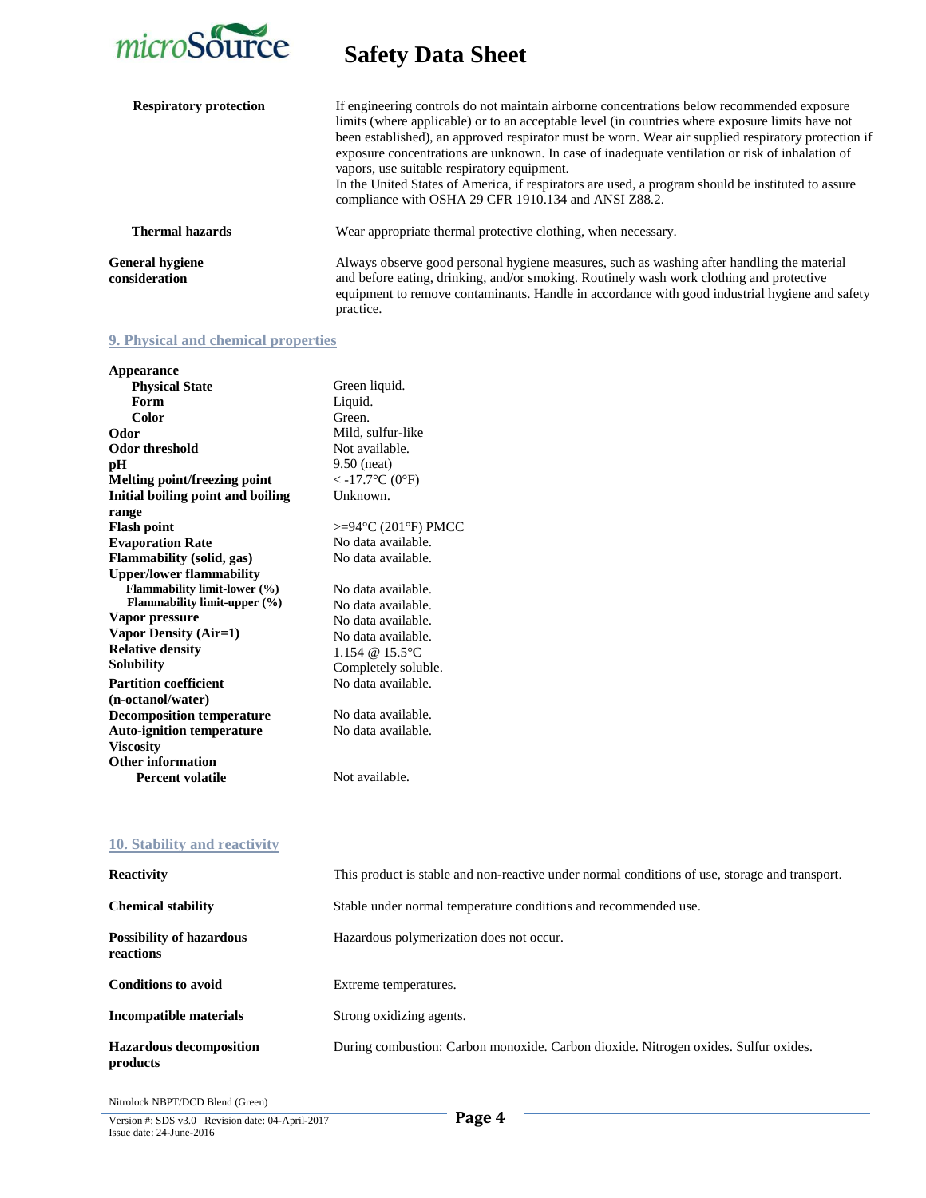**Respiratory protection**

If engineering controls do not maintain airborne concentrations below recommended exposure limits (where applicable) or to an acceptable level (in countries where exposure limits have not been established), an approved respirator must be worn. Wear air supplied respiratory protection if exposure concentrations are unknown. In case of inadequate ventilation or risk of inhalation of vapors, use suitable respiratory equipment.
In the United States of America, if respirators are used, a program should be instituted to assure compliance with OSHA 29 CFR 1910.134 and ANSI Z88.2.

**Thermal hazards**

Wear appropriate thermal protective clothing, when necessary.

**General hygiene consideration**

Always observe good personal hygiene measures, such as washing after handling the material and before eating, drinking, and/or smoking. Routinely wash work clothing and protective equipment to remove contaminants. Handle in accordance with good industrial hygiene and safety practice.

## 9. Physical and chemical properties

| Property | Value |
|---|---|
| **Appearance** | |
| **Physical State** | Green liquid. |
| **Form** | Liquid. |
| **Color** | Green. |
| **Odor** | Mild, sulfur-like |
| **Odor threshold** | Not available. |
| **pH** | 9.50 (neat) |
| **Melting point/freezing point** | < -17.7°C (0°F) |
| **Initial boiling point and boiling range** | Unknown. |
| **Flash point** | >=94°C (201°F) PMCC |
| **Evaporation Rate** | No data available. |
| **Flammability (solid, gas)** | No data available. |
| **Upper/lower flammability** | |
| **Flammability limit-lower (%)** | No data available. |
| **Flammability limit-upper (%)** | No data available. |
| **Vapor pressure** | No data available. |
| **Vapor Density (Air=1)** | No data available. |
| **Relative density** | 1.154 @ 15.5°C |
| **Solubility** | Completely soluble. |
| **Partition coefficient (n-octanol/water)** | No data available. |
| **Decomposition temperature** | No data available. |
| **Auto-ignition temperature** | No data available. |
| **Viscosity** | |
| **Other information** | |
| **Percent volatile** | Not available. |

## 10. Stability and reactivity

| | |
|---|---|
| **Reactivity** | This product is stable and non-reactive under normal conditions of use, storage and transport. |
| **Chemical stability** | Stable under normal temperature conditions and recommended use. |
| **Possibility of hazardous reactions** | Hazardous polymerization does not occur. |
| **Conditions to avoid** | Extreme temperatures. |
| **Incompatible materials** | Strong oxidizing agents. |
| **Hazardous decomposition products** | During combustion: Carbon monoxide. Carbon dioxide. Nitrogen oxides. Sulfur oxides. |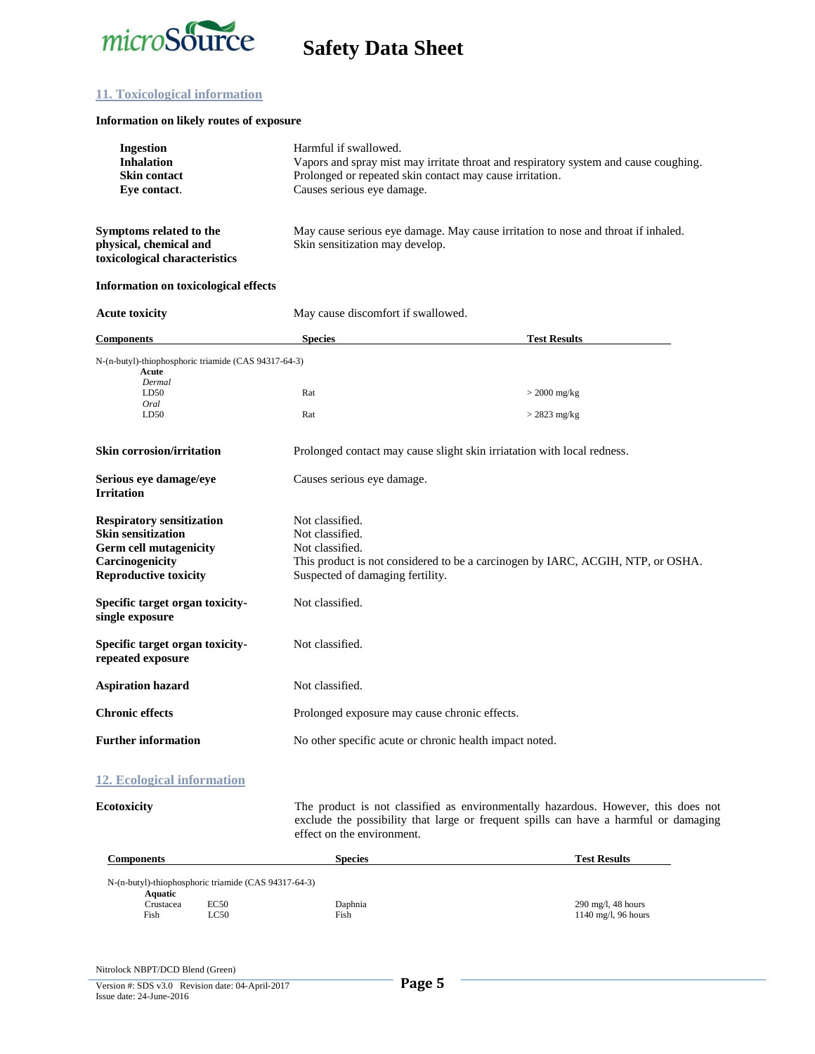## 11. Toxicological information

**Information on likely routes of exposure**

| | |
|---|---|
| **Ingestion** | Harmful if swallowed. |
| **Inhalation** | Vapors and spray mist may irritate throat and respiratory system and cause coughing. |
| **Skin contact** | Prolonged or repeated skin contact may cause irritation. |
| **Eye contact**. | Causes serious eye damage. |

| | |
|---|---|
| **Symptoms related to the physical, chemical and toxicological characteristics** | May cause serious eye damage. May cause irritation to nose and throat if inhaled. Skin sensitization may develop. |

**Information on toxicological effects**

**Acute toxicity** — May cause discomfort if swallowed.

| Components | Species | Test Results |
|---|---|---|
| N-(n-butyl)-thiophosphoric triamide (CAS 94317-64-3) | | |
| **Acute** | | |
| *Dermal* | | |
| LD50 | Rat | > 2000 mg/kg |
| *Oral* | | |
| LD50 | Rat | > 2823 mg/kg |

| | |
|---|---|
| **Skin corrosion/irritation** | Prolonged contact may cause slight skin irriatation with local redness. |
| **Serious eye damage/eye Irritation** | Causes serious eye damage. |
| **Respiratory sensitization** | Not classified. |
| **Skin sensitization** | Not classified. |
| **Germ cell mutagenicity** | Not classified. |
| **Carcinogenicity** | This product is not considered to be a carcinogen by IARC, ACGIH, NTP, or OSHA. |
| **Reproductive toxicity** | Suspected of damaging fertility. |
| **Specific target organ toxicity-single exposure** | Not classified. |
| **Specific target organ toxicity-repeated exposure** | Not classified. |
| **Aspiration hazard** | Not classified. |
| **Chronic effects** | Prolonged exposure may cause chronic effects. |
| **Further information** | No other specific acute or chronic health impact noted. |

## 12. Ecological information

**Ecotoxicity** — The product is not classified as environmentally hazardous. However, this does not exclude the possibility that large or frequent spills can have a harmful or damaging effect on the environment.

| Components | | Species | Test Results |
|---|---|---|---|
| N-(n-butyl)-thiophosphoric triamide (CAS 94317-64-3) | | | |
| **Aquatic** | | | |
| Crustacea | EC50 | Daphnia | 290 mg/l, 48 hours |
| Fish | LC50 | Fish | 1140 mg/l, 96 hours |

Nitrolock NBPT/DCD Blend (Green)

Version #: SDS v3.0 Revision date: 04-April-2017
Issue date: 24-June-2016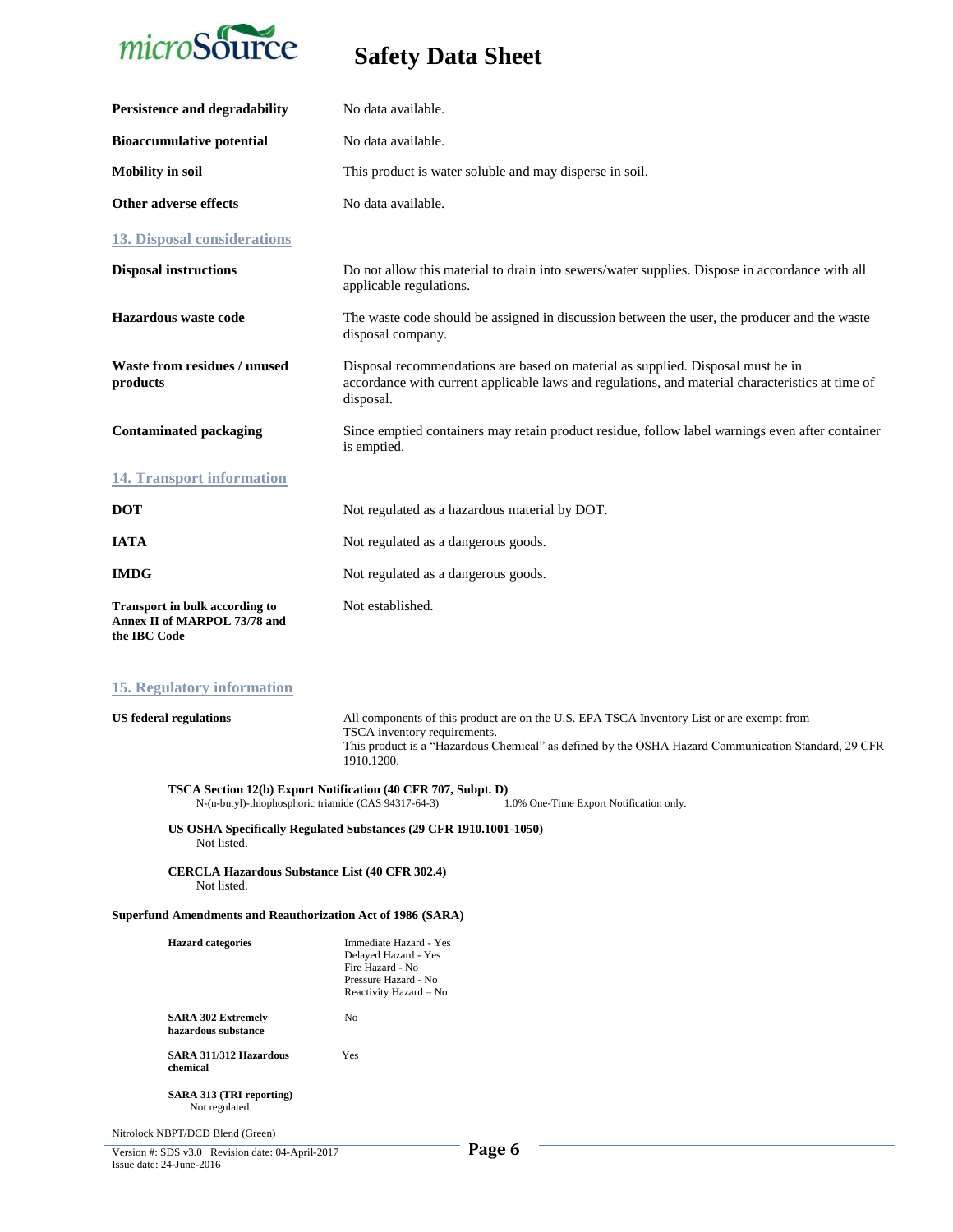| | |
|---|---|
| **Persistence and degradability** | No data available. |
| **Bioaccumulative potential** | No data available. |
| **Mobility in soil** | This product is water soluble and may disperse in soil. |
| **Other adverse effects** | No data available. |

## 13. Disposal considerations

| | |
|---|---|
| **Disposal instructions** | Do not allow this material to drain into sewers/water supplies. Dispose in accordance with all applicable regulations. |
| **Hazardous waste code** | The waste code should be assigned in discussion between the user, the producer and the waste disposal company. |
| **Waste from residues / unused products** | Disposal recommendations are based on material as supplied. Disposal must be in accordance with current applicable laws and regulations, and material characteristics at time of disposal. |
| **Contaminated packaging** | Since emptied containers may retain product residue, follow label warnings even after container is emptied. |

## 14. Transport information

| | |
|---|---|
| **DOT** | Not regulated as a hazardous material by DOT. |
| **IATA** | Not regulated as a dangerous goods. |
| **IMDG** | Not regulated as a dangerous goods. |
| **Transport in bulk according to Annex II of MARPOL 73/78 and the IBC Code** | Not established. |

## 15. Regulatory information

**US federal regulations**

All components of this product are on the U.S. EPA TSCA Inventory List or are exempt from TSCA inventory requirements.
This product is a "Hazardous Chemical" as defined by the OSHA Hazard Communication Standard, 29 CFR 1910.1200.

**TSCA Section 12(b) Export Notification (40 CFR 707, Subpt. D)**

N-(n-butyl)-thiophosphoric triamide (CAS 94317-64-3) — 1.0% One-Time Export Notification only.

**US OSHA Specifically Regulated Substances (29 CFR 1910.1001-1050)**

Not listed.

**CERCLA Hazardous Substance List (40 CFR 302.4)**

Not listed.

**Superfund Amendments and Reauthorization Act of 1986 (SARA)**

| | |
|---|---|
| **Hazard categories** | Immediate Hazard - Yes<br>Delayed Hazard - Yes<br>Fire Hazard - No<br>Pressure Hazard - No<br>Reactivity Hazard – No |
| **SARA 302 Extremely hazardous substance** | No |
| **SARA 311/312 Hazardous chemical** | Yes |

**SARA 313 (TRI reporting)**

Not regulated.

Nitrolock NBPT/DCD Blend (Green)

Version #: SDS v3.0 Revision date: 04-April-2017
Issue date: 24-June-2016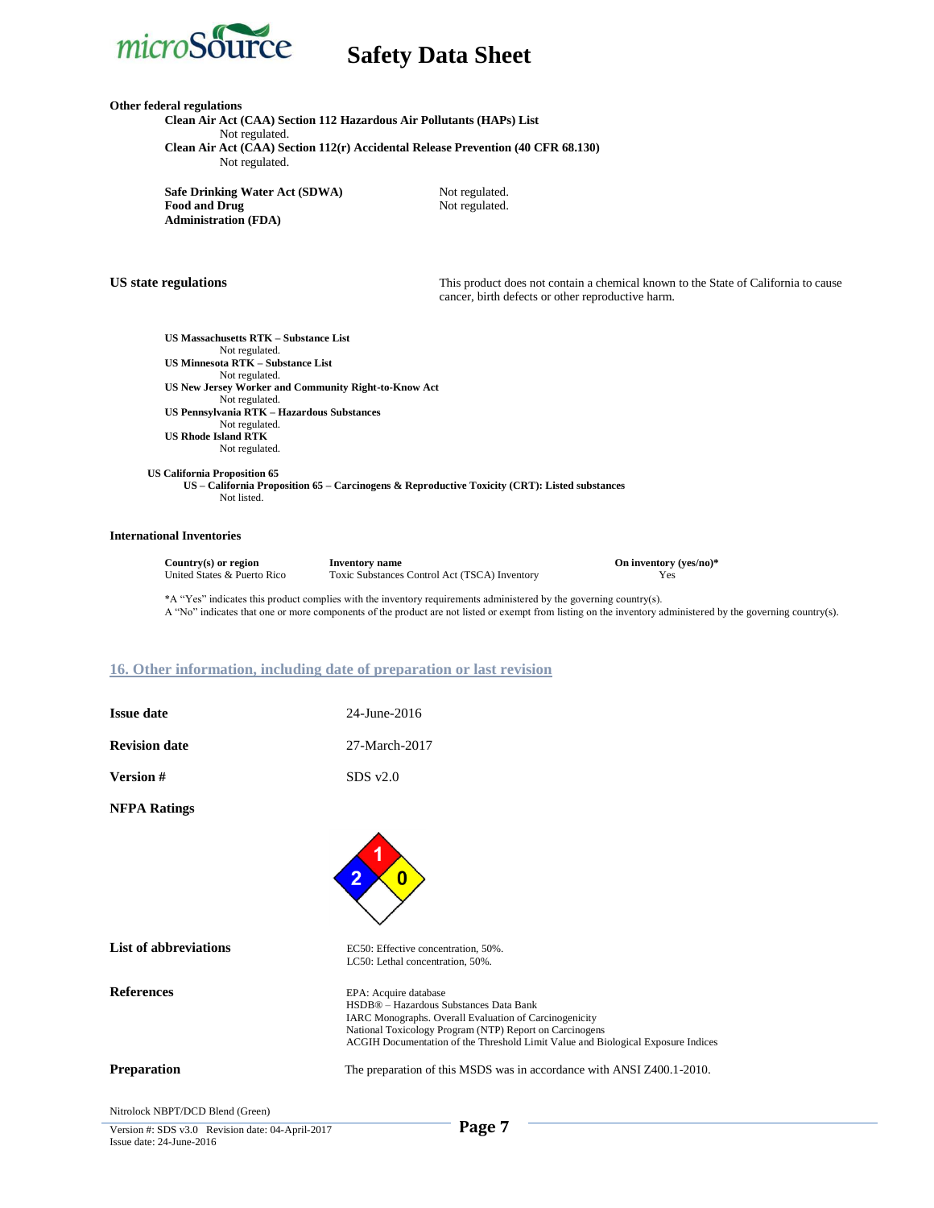**Other federal regulations**

**Clean Air Act (CAA) Section 112 Hazardous Air Pollutants (HAPs) List**

Not regulated.

**Clean Air Act (CAA) Section 112(r) Accidental Release Prevention (40 CFR 68.130)**

Not regulated.

**Safe Drinking Water Act (SDWA)** Not regulated.

**Food and Drug Administration (FDA)** Not regulated.

**US state regulations**

This product does not contain a chemical known to the State of California to cause cancer, birth defects or other reproductive harm.

**US Massachusetts RTK – Substance List**

Not regulated.

**US Minnesota RTK – Substance List**

Not regulated.

**US New Jersey Worker and Community Right-to-Know Act**

Not regulated.

**US Pennsylvania RTK – Hazardous Substances**

Not regulated.

**US Rhode Island RTK**

Not regulated.

**US California Proposition 65**

**US – California Proposition 65 – Carcinogens & Reproductive Toxicity (CRT): Listed substances**

Not listed.

**International Inventories**

| Country(s) or region | Inventory name | On inventory (yes/no)* |
|---|---|---|
| United States & Puerto Rico | Toxic Substances Control Act (TSCA) Inventory | Yes |

*A "Yes" indicates this product complies with the inventory requirements administered by the governing country(s).
A "No" indicates that one or more components of the product are not listed or exempt from listing on the inventory administered by the governing country(s).

## 16. Other information, including date of preparation or last revision

**Issue date** 24-June-2016

**Revision date** 27-March-2017

**Version #** SDS v2.0

**NFPA Ratings**

Flammability (red): 1; Health (blue): 2; Instability (yellow): 0; Special (white): blank

**List of abbreviations**

EC50: Effective concentration, 50%.
LC50: Lethal concentration, 50%.

**References**

EPA: Acquire database
HSDB® – Hazardous Substances Data Bank
IARC Monographs. Overall Evaluation of Carcinogenicity
National Toxicology Program (NTP) Report on Carcinogens
ACGIH Documentation of the Threshold Limit Value and Biological Exposure Indices

**Preparation**

The preparation of this MSDS was in accordance with ANSI Z400.1-2010.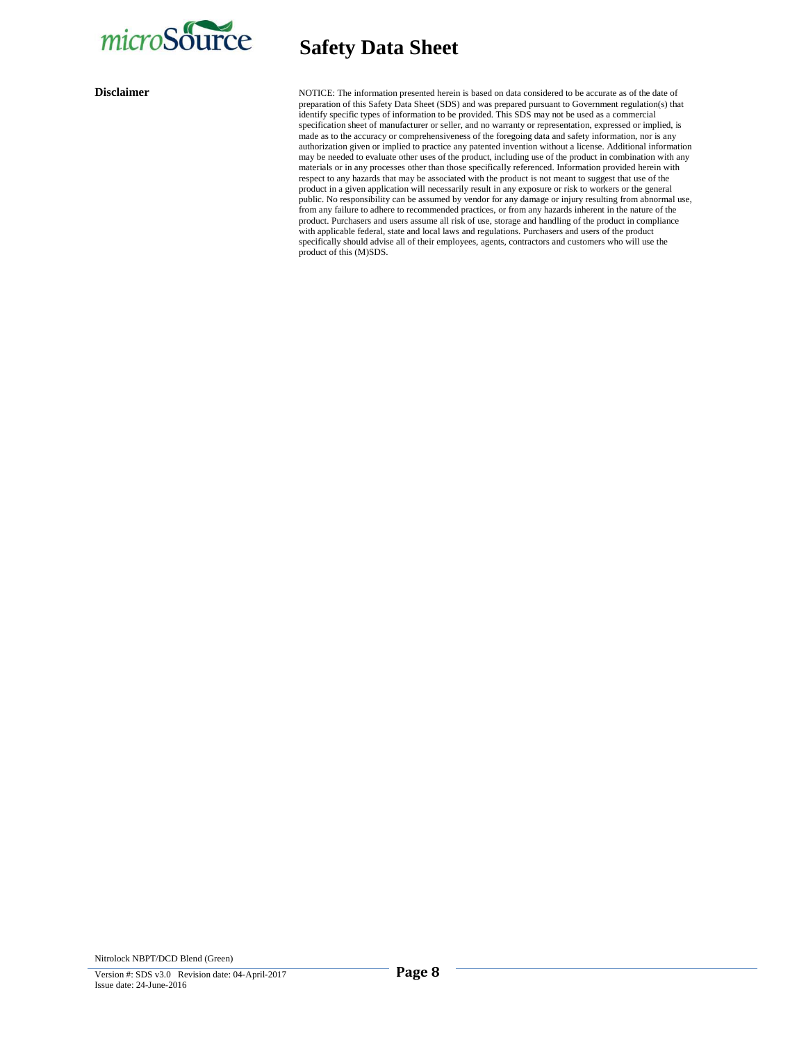**Disclaimer**

NOTICE: The information presented herein is based on data considered to be accurate as of the date of preparation of this Safety Data Sheet (SDS) and was prepared pursuant to Government regulation(s) that identify specific types of information to be provided. This SDS may not be used as a commercial specification sheet of manufacturer or seller, and no warranty or representation, expressed or implied, is made as to the accuracy or comprehensiveness of the foregoing data and safety information, nor is any authorization given or implied to practice any patented invention without a license. Additional information may be needed to evaluate other uses of the product, including use of the product in combination with any materials or in any processes other than those specifically referenced. Information provided herein with respect to any hazards that may be associated with the product is not meant to suggest that use of the product in a given application will necessarily result in any exposure or risk to workers or the general public. No responsibility can be assumed by vendor for any damage or injury resulting from abnormal use, from any failure to adhere to recommended practices, or from any hazards inherent in the nature of the product. Purchasers and users assume all risk of use, storage and handling of the product in compliance with applicable federal, state and local laws and regulations. Purchasers and users of the product specifically should advise all of their employees, agents, contractors and customers who will use the product of this (M)SDS.